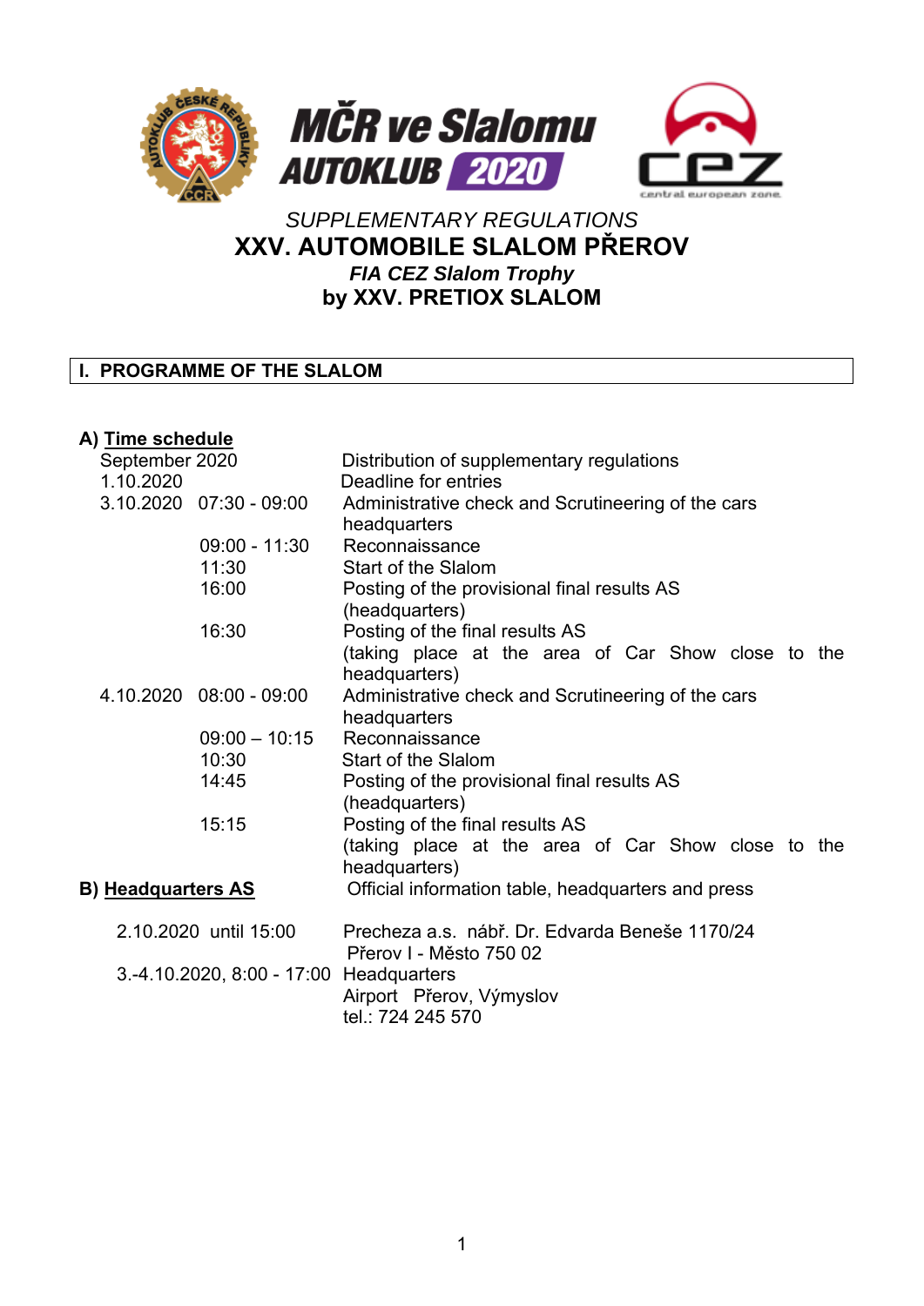MČR ve Slalomu AUTOKLUB 2020

*SUPPLEMENTARY REGULATIONS*

# XXV. AUTOMOBILE SLALOM PŘEROV

***FIA CEZ Slalom Trophy***

**by XXV. PRETIOX SLALOM**

## I. PROGRAMME OF THE SLALOM

### A) Time schedule

| | | |
|---|---|---|
| September 2020 | | Distribution of supplementary regulations |
| 1.10.2020 | | Deadline for entries |
| 3.10.2020 | 07:30 - 09:00 | Administrative check and Scrutineering of the cars headquarters |
| | 09:00 - 11:30 | Reconnaissance |
| | 11:30 | Start of the Slalom |
| | 16:00 | Posting of the provisional final results AS (headquarters) |
| | 16:30 | Posting of the final results AS (taking place at the area of Car Show close to the headquarters) |
| 4.10.2020 | 08:00 - 09:00 | Administrative check and Scrutineering of the cars headquarters |
| | 09:00 – 10:15 | Reconnaissance |
| | 10:30 | Start of the Slalom |
| | 14:45 | Posting of the provisional final results AS (headquarters) |
| | 15:15 | Posting of the final results AS (taking place at the area of Car Show close to the headquarters) |

### B) Headquarters AS

Official information table, headquarters and press

| | |
|---|---|
| 2.10.2020 until 15:00 | Precheza a.s. nábř. Dr. Edvarda Beneše 1170/24 Přerov I - Město 750 02 |
| 3.-4.10.2020, 8:00 - 17:00 | Headquarters Airport Přerov, Výmyslov tel.: 724 245 570 |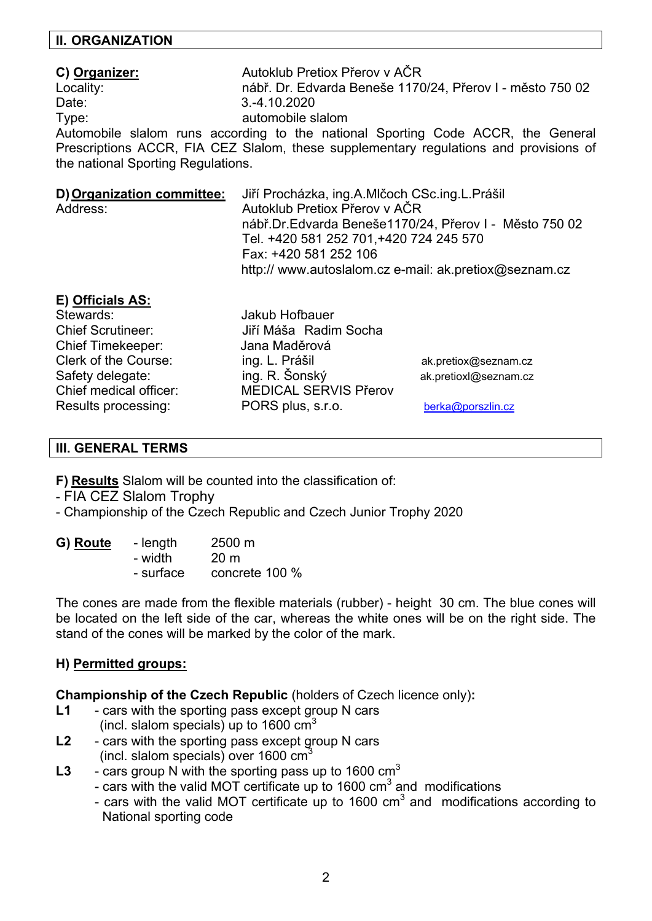## II. ORGANIZATION

**C) Organizer:** Autoklub Pretiox Přerov v AČR
Locality: nábř. Dr. Edvarda Beneše 1170/24, Přerov I - město 750 02
Date: 3.-4.10.2020
Type: automobile slalom

Automobile slalom runs according to the national Sporting Code ACCR, the General Prescriptions ACCR, FIA CEZ Slalom, these supplementary regulations and provisions of the national Sporting Regulations.

**D) Organization committee:** Jiří Procházka, ing.A.Mlčoch CSc.ing.L.Prášil
Address: Autoklub Pretiox Přerov v AČR
nábř.Dr.Edvarda Beneše1170/24, Přerov I - Město 750 02
Tel. +420 581 252 701,+420 724 245 570
Fax: +420 581 252 106
http:// www.autoslalom.cz e-mail: ak.pretiox@seznam.cz

**E) Officials AS:**

| | | |
|---|---|---|
| Stewards: | Jakub Hofbauer | |
| Chief Scrutineer: | Jiří Máša Radim Socha | |
| Chief Timekeeper: | Jana Maděrová | |
| Clerk of the Course: | ing. L. Prášil | ak.pretiox@seznam.cz |
| Safety delegate: | ing. R. Šonský | ak.pretioxl@seznam.cz |
| Chief medical officer: | MEDICAL SERVIS Přerov | |
| Results processing: | PORS plus, s.r.o. | berka@porszlin.cz |

## III. GENERAL TERMS

**F) Results** Slalom will be counted into the classification of:

- FIA CEZ Slalom Trophy
- Championship of the Czech Republic and Czech Junior Trophy 2020

**G) Route**
- length 2500 m
- width 20 m
- surface concrete 100 %

The cones are made from the flexible materials (rubber) - height 30 cm. The blue cones will be located on the left side of the car, whereas the white ones will be on the right side. The stand of the cones will be marked by the color of the mark.

**H) Permitted groups:**

**Championship of the Czech Republic** (holders of Czech licence only)**:**

**L1** - cars with the sporting pass except group N cars (incl. slalom specials) up to 1600 cm$^3$

**L2** - cars with the sporting pass except group N cars (incl. slalom specials) over 1600 cm$^3$

**L3** - cars group N with the sporting pass up to 1600 cm$^3$
- cars with the valid MOT certificate up to 1600 cm$^3$ and modifications
- cars with the valid MOT certificate up to 1600 cm$^3$ and modifications according to National sporting code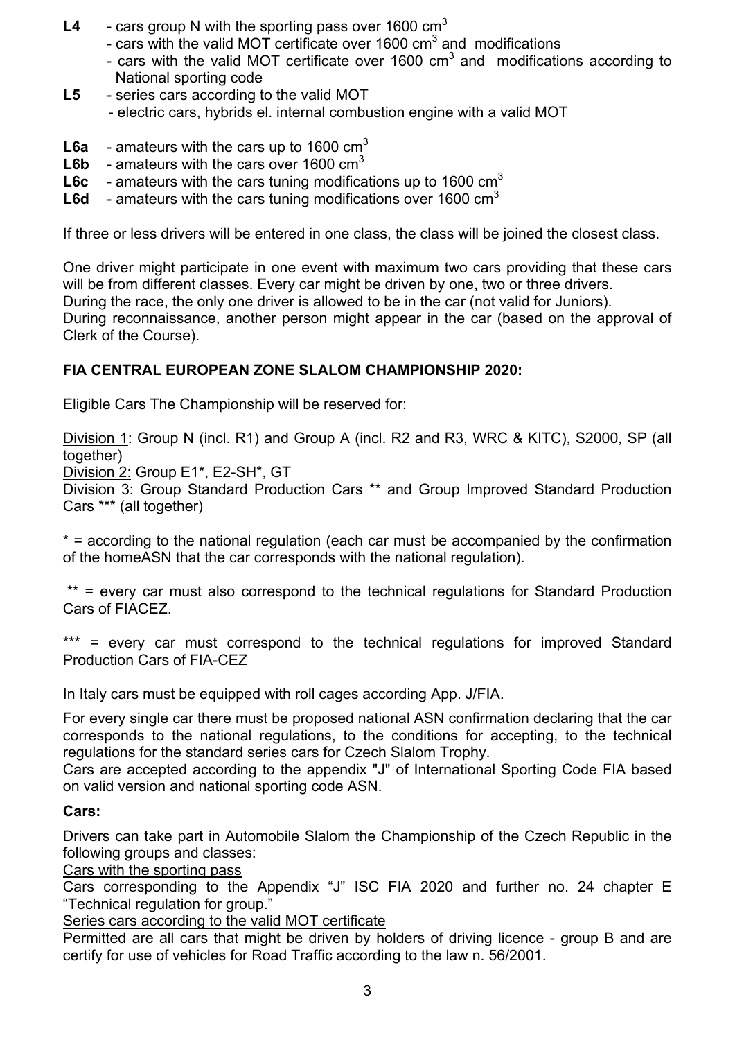**L4** - cars group N with the sporting pass over 1600 $cm^3$
- cars with the valid MOT certificate over 1600 $cm^3$ and modifications
- cars with the valid MOT certificate over 1600 $cm^3$ and modifications according to National sporting code

**L5** - series cars according to the valid MOT
- electric cars, hybrids el. internal combustion engine with a valid MOT

**L6a** - amateurs with the cars up to 1600 $cm^3$
**L6b** - amateurs with the cars over 1600 $cm^3$
**L6c** - amateurs with the cars tuning modifications up to 1600 $cm^3$
**L6d** - amateurs with the cars tuning modifications over 1600 $cm^3$

If three or less drivers will be entered in one class, the class will be joined the closest class.

One driver might participate in one event with maximum two cars providing that these cars will be from different classes. Every car might be driven by one, two or three drivers.
During the race, the only one driver is allowed to be in the car (not valid for Juniors).
During reconnaissance, another person might appear in the car (based on the approval of Clerk of the Course).

**FIA CENTRAL EUROPEAN ZONE SLALOM CHAMPIONSHIP 2020:**

Eligible Cars The Championship will be reserved for:

Division 1: Group N (incl. R1) and Group A (incl. R2 and R3, WRC & KITC), S2000, SP (all together)
Division 2: Group E1*, E2-SH*, GT
Division 3: Group Standard Production Cars ** and Group Improved Standard Production Cars *** (all together)

* = according to the national regulation (each car must be accompanied by the confirmation of the homeASN that the car corresponds with the national regulation).

** = every car must also correspond to the technical regulations for Standard Production Cars of FIACEZ.

*** = every car must correspond to the technical regulations for improved Standard Production Cars of FIA-CEZ

In Italy cars must be equipped with roll cages according App. J/FIA.

For every single car there must be proposed national ASN confirmation declaring that the car corresponds to the national regulations, to the conditions for accepting, to the technical regulations for the standard series cars for Czech Slalom Trophy.
Cars are accepted according to the appendix "J" of International Sporting Code FIA based on valid version and national sporting code ASN.

**Cars:**

Drivers can take part in Automobile Slalom the Championship of the Czech Republic in the following groups and classes:
Cars with the sporting pass
Cars corresponding to the Appendix "J" ISC FIA 2020 and further no. 24 chapter E "Technical regulation for group."
Series cars according to the valid MOT certificate
Permitted are all cars that might be driven by holders of driving licence - group B and are certify for use of vehicles for Road Traffic according to the law n. 56/2001.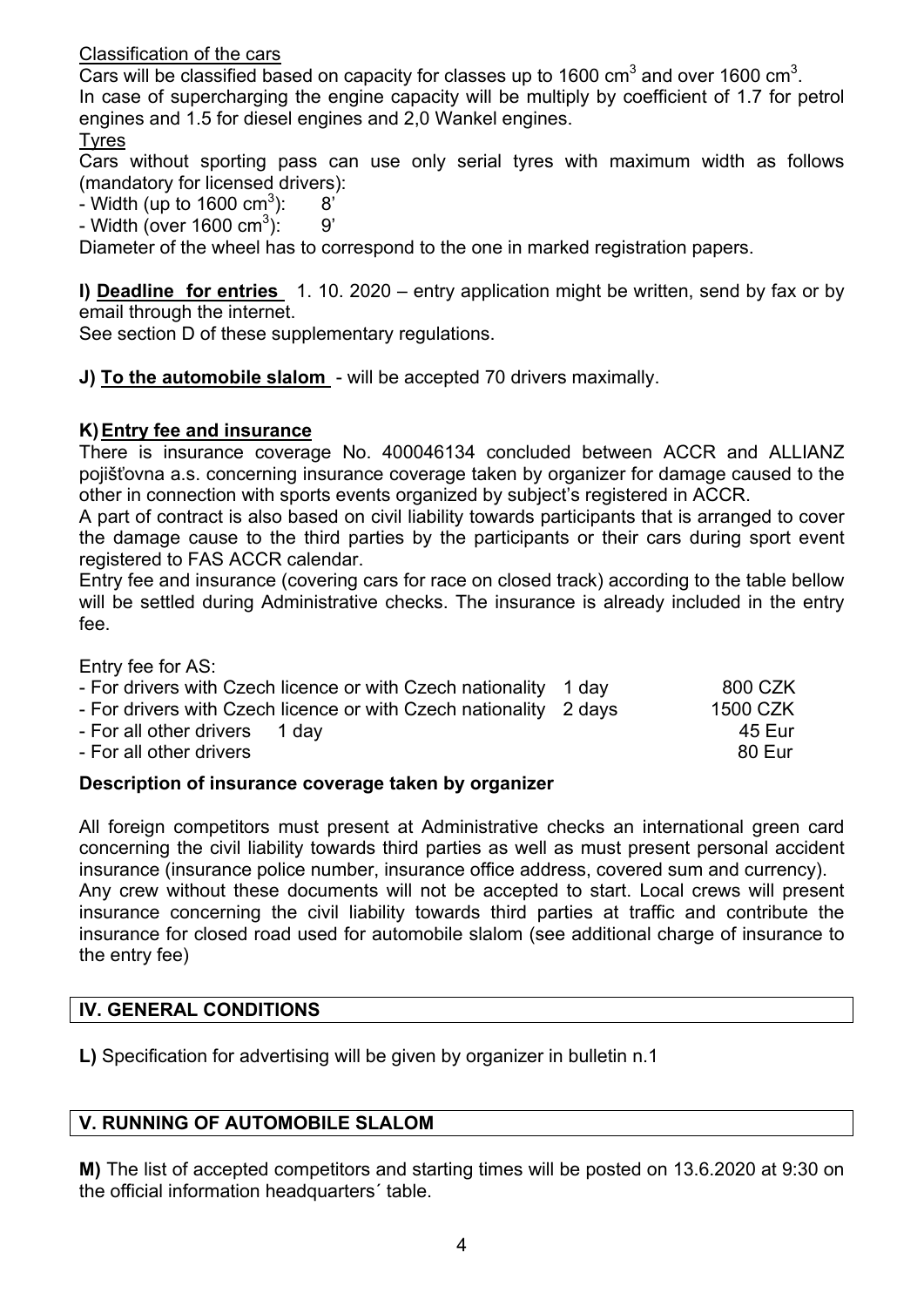Classification of the cars

Cars will be classified based on capacity for classes up to 1600 $cm^3$ and over 1600 $cm^3$.
In case of supercharging the engine capacity will be multiply by coefficient of 1.7 for petrol engines and 1.5 for diesel engines and 2,0 Wankel engines.

Tyres

Cars without sporting pass can use only serial tyres with maximum width as follows (mandatory for licensed drivers):

- Width (up to 1600 $cm^3$): 8'
- Width (over 1600 $cm^3$): 9'

Diameter of the wheel has to correspond to the one in marked registration papers.

**I) Deadline for entries** 1. 10. 2020 – entry application might be written, send by fax or by email through the internet.
See section D of these supplementary regulations.

**J) To the automobile slalom** - will be accepted 70 drivers maximally.

**K) Entry fee and insurance**

There is insurance coverage No. 400046134 concluded between ACCR and ALLIANZ pojišťovna a.s. concerning insurance coverage taken by organizer for damage caused to the other in connection with sports events organized by subject's registered in ACCR.

A part of contract is also based on civil liability towards participants that is arranged to cover the damage cause to the third parties by the participants or their cars during sport event registered to FAS ACCR calendar.

Entry fee and insurance (covering cars for race on closed track) according to the table bellow will be settled during Administrative checks. The insurance is already included in the entry fee.

Entry fee for AS:

| | | |
|---|---|---|
| - For drivers with Czech licence or with Czech nationality | 1 day | 800 CZK |
| - For drivers with Czech licence or with Czech nationality | 2 days | 1500 CZK |
| - For all other drivers | 1 day | 45 Eur |
| - For all other drivers | | 80 Eur |

**Description of insurance coverage taken by organizer**

All foreign competitors must present at Administrative checks an international green card concerning the civil liability towards third parties as well as must present personal accident insurance (insurance police number, insurance office address, covered sum and currency).
Any crew without these documents will not be accepted to start. Local crews will present insurance concerning the civil liability towards third parties at traffic and contribute the insurance for closed road used for automobile slalom (see additional charge of insurance to the entry fee)

## IV. GENERAL CONDITIONS

**L)** Specification for advertising will be given by organizer in bulletin n.1

## V. RUNNING OF AUTOMOBILE SLALOM

**M)** The list of accepted competitors and starting times will be posted on 13.6.2020 at 9:30 on the official information headquarters´ table.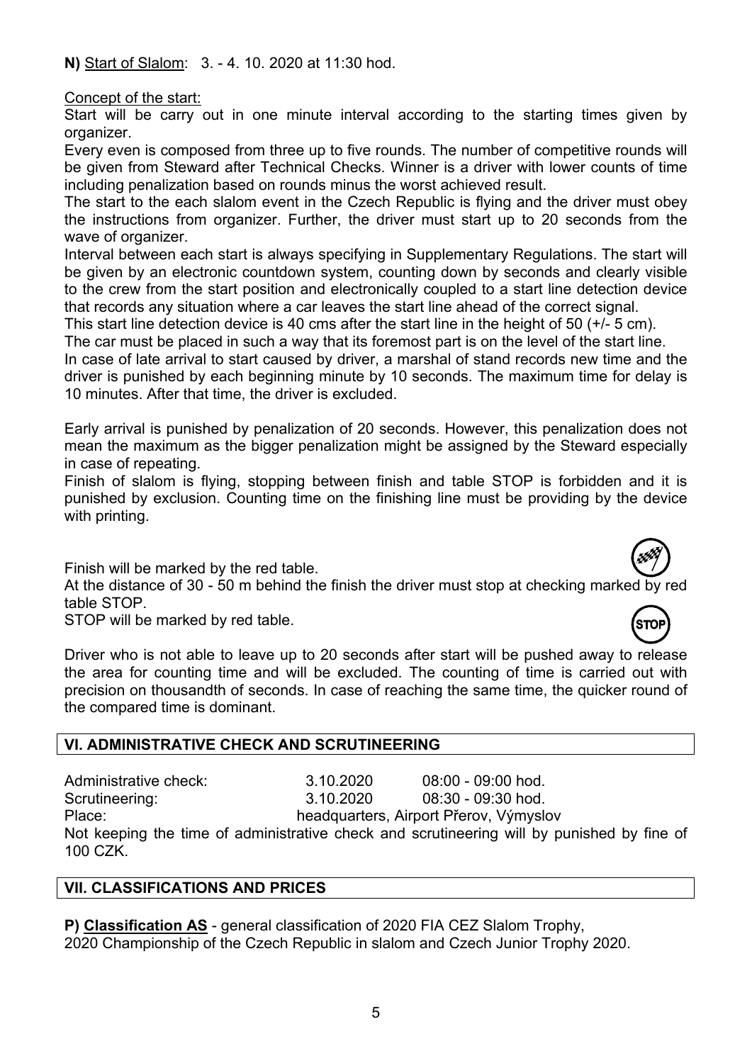**N)** Start of Slalom: 3. - 4. 10. 2020 at 11:30 hod.

Concept of the start:

Start will be carry out in one minute interval according to the starting times given by organizer.

Every even is composed from three up to five rounds. The number of competitive rounds will be given from Steward after Technical Checks. Winner is a driver with lower counts of time including penalization based on rounds minus the worst achieved result.

The start to the each slalom event in the Czech Republic is flying and the driver must obey the instructions from organizer. Further, the driver must start up to 20 seconds from the wave of organizer.

Interval between each start is always specifying in Supplementary Regulations. The start will be given by an electronic countdown system, counting down by seconds and clearly visible to the crew from the start position and electronically coupled to a start line detection device that records any situation where a car leaves the start line ahead of the correct signal.

This start line detection device is 40 cms after the start line in the height of 50 (+/- 5 cm).

The car must be placed in such a way that its foremost part is on the level of the start line.

In case of late arrival to start caused by driver, a marshal of stand records new time and the driver is punished by each beginning minute by 10 seconds. The maximum time for delay is 10 minutes. After that time, the driver is excluded.

Early arrival is punished by penalization of 20 seconds. However, this penalization does not mean the maximum as the bigger penalization might be assigned by the Steward especially in case of repeating.

Finish of slalom is flying, stopping between finish and table STOP is forbidden and it is punished by exclusion. Counting time on the finishing line must be providing by the device with printing.

Finish will be marked by the red table.

At the distance of 30 - 50 m behind the finish the driver must stop at checking marked by red table STOP.

STOP will be marked by red table.

Driver who is not able to leave up to 20 seconds after start will be pushed away to release the area for counting time and will be excluded. The counting of time is carried out with precision on thousandth of seconds. In case of reaching the same time, the quicker round of the compared time is dominant.

## VI. ADMINISTRATIVE CHECK AND SCRUTINEERING

| | | |
|---|---|---|
| Administrative check: | 3.10.2020 | 08:00 - 09:00 hod. |
| Scrutineering: | 3.10.2020 | 08:30 - 09:30 hod. |
| Place: | headquarters, Airport Přerov, Výmyslov | |

Not keeping the time of administrative check and scrutineering will by punished by fine of 100 CZK.

## VII. CLASSIFICATIONS AND PRICES

**P) Classification AS** - general classification of 2020 FIA CEZ Slalom Trophy, 2020 Championship of the Czech Republic in slalom and Czech Junior Trophy 2020.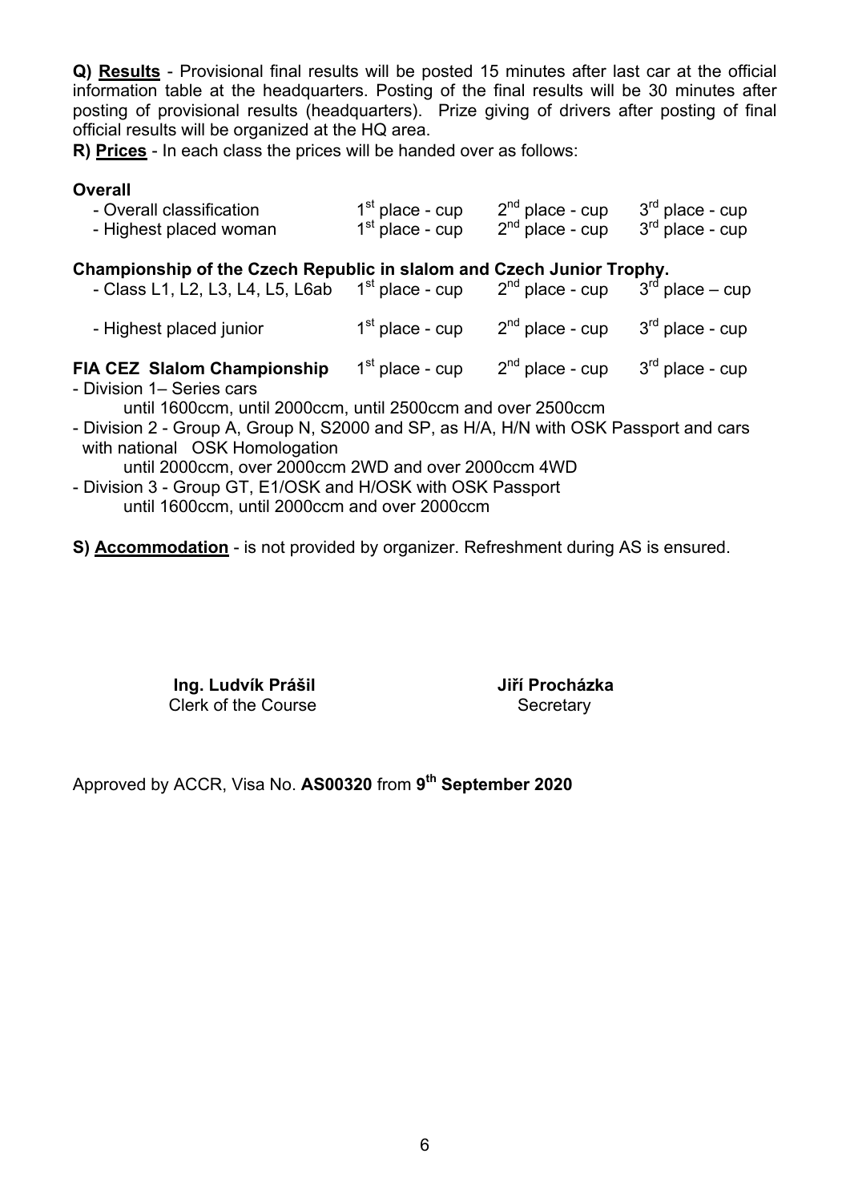**Q) Results** - Provisional final results will be posted 15 minutes after last car at the official information table at the headquarters. Posting of the final results will be 30 minutes after posting of provisional results (headquarters). Prize giving of drivers after posting of final official results will be organized at the HQ area.

**R) Prices** - In each class the prices will be handed over as follows:

**Overall**

| | | | |
|---|---|---|---|
| - Overall classification | 1st place - cup | 2nd place - cup | 3rd place - cup |
| - Highest placed woman | 1st place - cup | 2nd place - cup | 3rd place - cup |

**Championship of the Czech Republic in slalom and Czech Junior Trophy.**

| | | | |
|---|---|---|---|
| - Class L1, L2, L3, L4, L5, L6ab | 1st place - cup | 2nd place - cup | 3rd place – cup |
| - Highest placed junior | 1st place - cup | 2nd place - cup | 3rd place - cup |
| **FIA CEZ Slalom Championship** | 1st place - cup | 2nd place - cup | 3rd place - cup |

- Division 1– Series cars
  until 1600ccm, until 2000ccm, until 2500ccm and over 2500ccm
- Division 2 - Group A, Group N, S2000 and SP, as H/A, H/N with OSK Passport and cars with national OSK Homologation
  until 2000ccm, over 2000ccm 2WD and over 2000ccm 4WD
- Division 3 - Group GT, E1/OSK and H/OSK with OSK Passport
  until 1600ccm, until 2000ccm and over 2000ccm

**S) Accommodation** - is not provided by organizer. Refreshment during AS is ensured.

**Ing. Ludvík Prášil**
Clerk of the Course

**Jiří Procházka**
Secretary

Approved by ACCR, Visa No. **AS00320** from **9th September 2020**